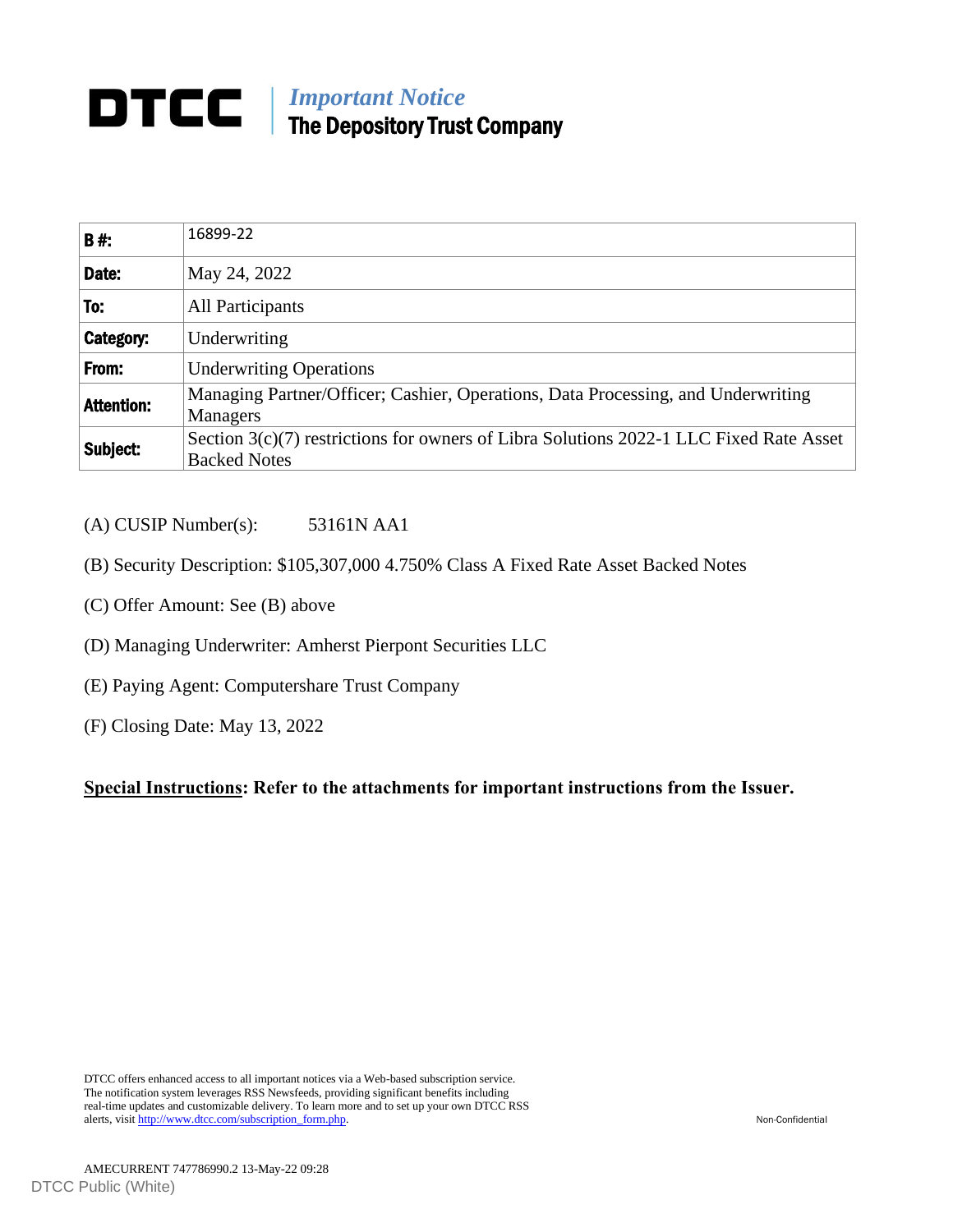# DTCC | *Important Notice* The Depository Trust Company

| | |
|---|---|
| **B #:** | 16899-22 |
| **Date:** | May 24, 2022 |
| **To:** | All Participants |
| **Category:** | Underwriting |
| **From:** | Underwriting Operations |
| **Attention:** | Managing Partner/Officer; Cashier, Operations, Data Processing, and Underwriting Managers |
| **Subject:** | Section 3(c)(7) restrictions for owners of Libra Solutions 2022-1 LLC Fixed Rate Asset Backed Notes |

(A) CUSIP Number(s): 53161N AA1

(B) Security Description: $105,307,000 4.750% Class A Fixed Rate Asset Backed Notes

(C) Offer Amount: See (B) above

(D) Managing Underwriter: Amherst Pierpont Securities LLC

(E) Paying Agent: Computershare Trust Company

(F) Closing Date: May 13, 2022

**<u>Special Instructions</u>: Refer to the attachments for important instructions from the Issuer.**

DTCC offers enhanced access to all important notices via a Web-based subscription service. The notification system leverages RSS Newsfeeds, providing significant benefits including real-time updates and customizable delivery. To learn more and to set up your own DTCC RSS alerts, visit http://www.dtcc.com/subscription_form.php.

Non-Confidential

AMECURRENT 747786990.2 13-May-22 09:28

DTCC Public (White)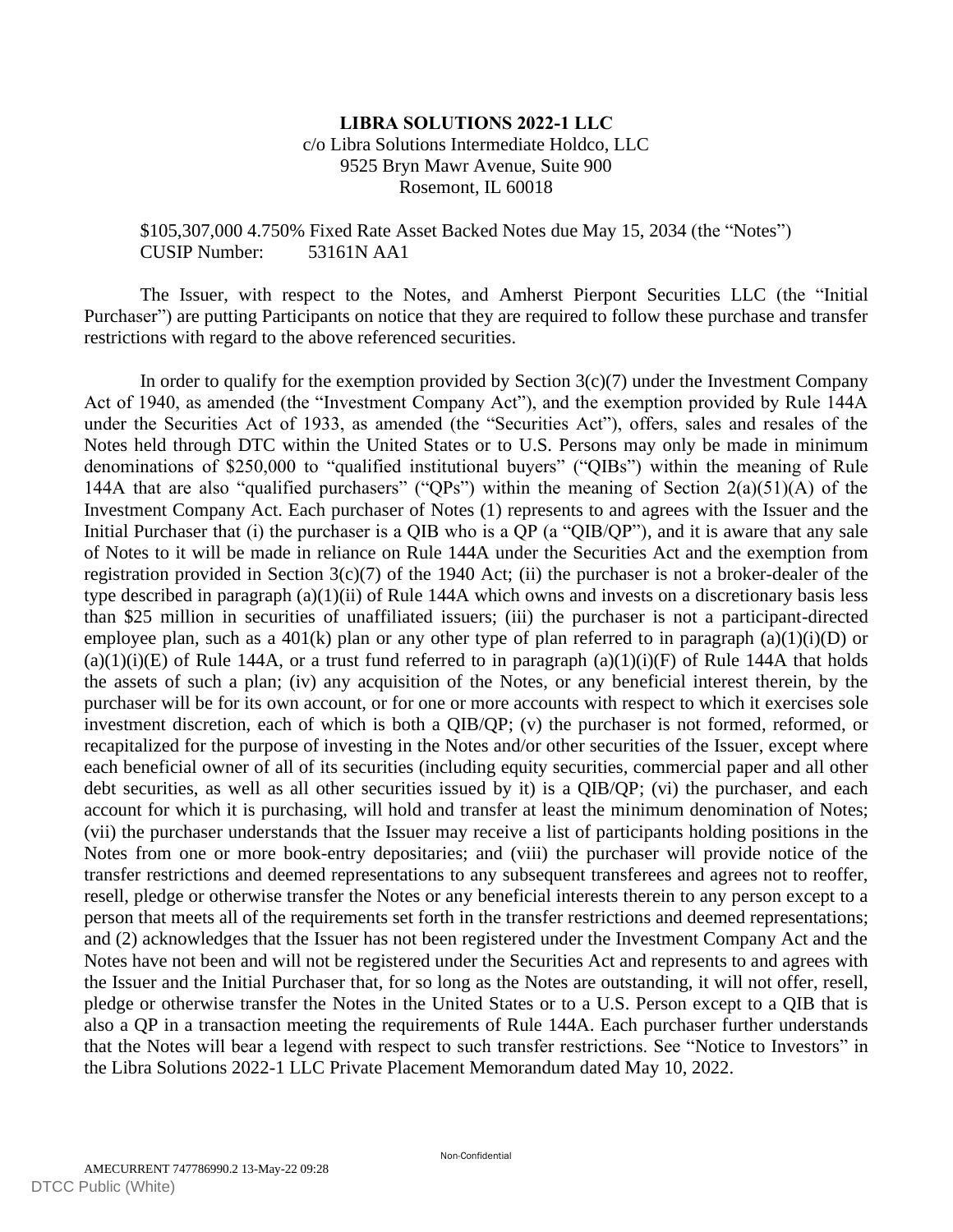**LIBRA SOLUTIONS 2022-1 LLC**
c/o Libra Solutions Intermediate Holdco, LLC
9525 Bryn Mawr Avenue, Suite 900
Rosemont, IL 60018

$105,307,000 4.750% Fixed Rate Asset Backed Notes due May 15, 2034 (the "Notes")
CUSIP Number: 53161N AA1

The Issuer, with respect to the Notes, and Amherst Pierpont Securities LLC (the "Initial Purchaser") are putting Participants on notice that they are required to follow these purchase and transfer restrictions with regard to the above referenced securities.

In order to qualify for the exemption provided by Section 3(c)(7) under the Investment Company Act of 1940, as amended (the "Investment Company Act"), and the exemption provided by Rule 144A under the Securities Act of 1933, as amended (the "Securities Act"), offers, sales and resales of the Notes held through DTC within the United States or to U.S. Persons may only be made in minimum denominations of $250,000 to "qualified institutional buyers" ("QIBs") within the meaning of Rule 144A that are also "qualified purchasers" ("QPs") within the meaning of Section 2(a)(51)(A) of the Investment Company Act. Each purchaser of Notes (1) represents to and agrees with the Issuer and the Initial Purchaser that (i) the purchaser is a QIB who is a QP (a "QIB/QP"), and it is aware that any sale of Notes to it will be made in reliance on Rule 144A under the Securities Act and the exemption from registration provided in Section 3(c)(7) of the 1940 Act; (ii) the purchaser is not a broker-dealer of the type described in paragraph (a)(1)(ii) of Rule 144A which owns and invests on a discretionary basis less than $25 million in securities of unaffiliated issuers; (iii) the purchaser is not a participant-directed employee plan, such as a 401(k) plan or any other type of plan referred to in paragraph (a)(1)(i)(D) or (a)(1)(i)(E) of Rule 144A, or a trust fund referred to in paragraph (a)(1)(i)(F) of Rule 144A that holds the assets of such a plan; (iv) any acquisition of the Notes, or any beneficial interest therein, by the purchaser will be for its own account, or for one or more accounts with respect to which it exercises sole investment discretion, each of which is both a QIB/QP; (v) the purchaser is not formed, reformed, or recapitalized for the purpose of investing in the Notes and/or other securities of the Issuer, except where each beneficial owner of all of its securities (including equity securities, commercial paper and all other debt securities, as well as all other securities issued by it) is a QIB/QP; (vi) the purchaser, and each account for which it is purchasing, will hold and transfer at least the minimum denomination of Notes; (vii) the purchaser understands that the Issuer may receive a list of participants holding positions in the Notes from one or more book-entry depositaries; and (viii) the purchaser will provide notice of the transfer restrictions and deemed representations to any subsequent transferees and agrees not to reoffer, resell, pledge or otherwise transfer the Notes or any beneficial interests therein to any person except to a person that meets all of the requirements set forth in the transfer restrictions and deemed representations; and (2) acknowledges that the Issuer has not been registered under the Investment Company Act and the Notes have not been and will not be registered under the Securities Act and represents to and agrees with the Issuer and the Initial Purchaser that, for so long as the Notes are outstanding, it will not offer, resell, pledge or otherwise transfer the Notes in the United States or to a U.S. Person except to a QIB that is also a QP in a transaction meeting the requirements of Rule 144A. Each purchaser further understands that the Notes will bear a legend with respect to such transfer restrictions. See "Notice to Investors" in the Libra Solutions 2022-1 LLC Private Placement Memorandum dated May 10, 2022.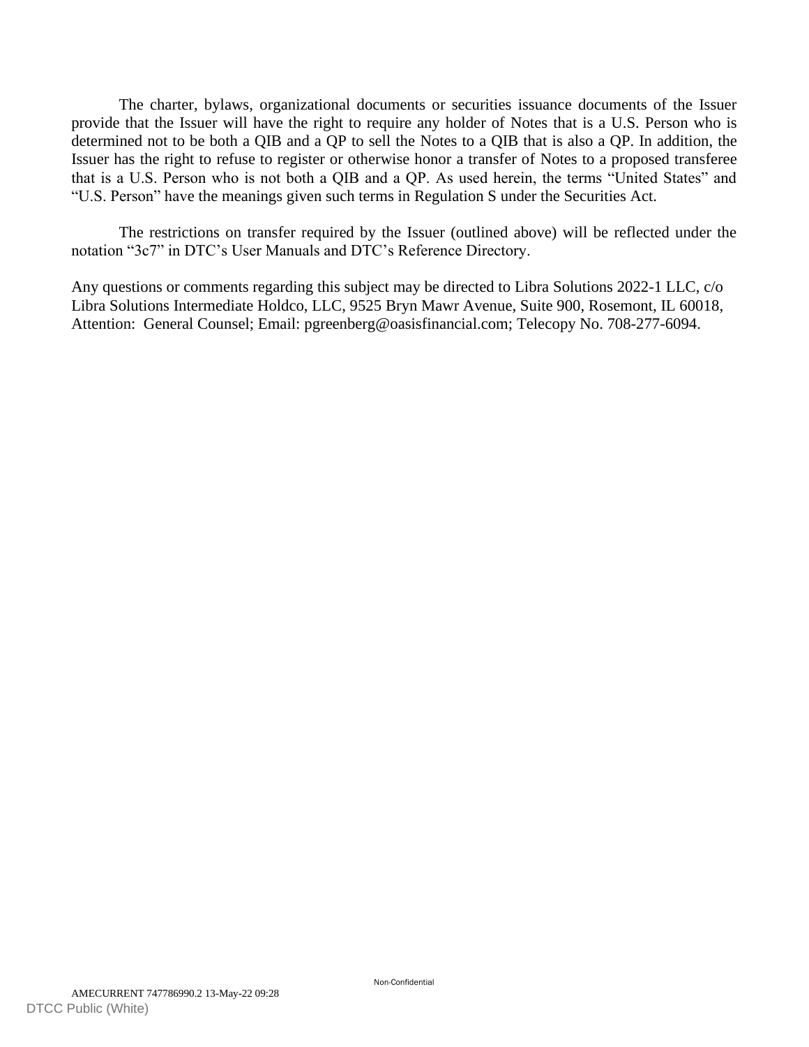The charter, bylaws, organizational documents or securities issuance documents of the Issuer provide that the Issuer will have the right to require any holder of Notes that is a U.S. Person who is determined not to be both a QIB and a QP to sell the Notes to a QIB that is also a QP. In addition, the Issuer has the right to refuse to register or otherwise honor a transfer of Notes to a proposed transferee that is a U.S. Person who is not both a QIB and a QP. As used herein, the terms "United States" and "U.S. Person" have the meanings given such terms in Regulation S under the Securities Act.

The restrictions on transfer required by the Issuer (outlined above) will be reflected under the notation "3c7" in DTC's User Manuals and DTC's Reference Directory.

Any questions or comments regarding this subject may be directed to Libra Solutions 2022-1 LLC, c/o Libra Solutions Intermediate Holdco, LLC, 9525 Bryn Mawr Avenue, Suite 900, Rosemont, IL 60018, Attention: General Counsel; Email: pgreenberg@oasisfinancial.com; Telecopy No. 708-277-6094.